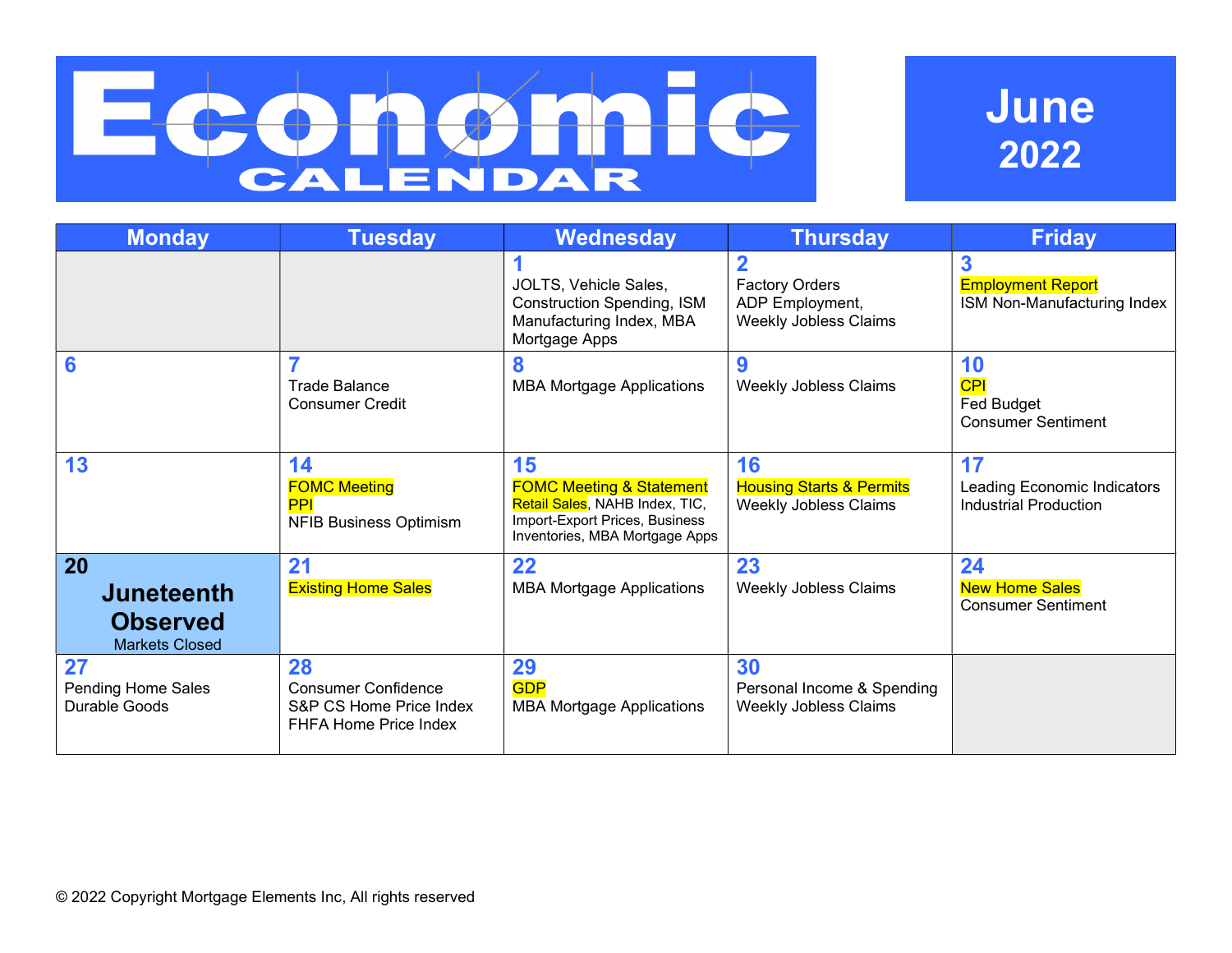# Economic CALENDAR

## June 2022

| Monday | Tuesday | Wednesday | Thursday | Friday |
|---|---|---|---|---|
| | | **1**<br>JOLTS, Vehicle Sales, Construction Spending, ISM Manufacturing Index, MBA Mortgage Apps | **2**<br>Factory Orders<br>ADP Employment,<br>Weekly Jobless Claims | **3**<br>Employment Report<br>ISM Non-Manufacturing Index |
| **6** | **7**<br>Trade Balance<br>Consumer Credit | **8**<br>MBA Mortgage Applications | **9**<br>Weekly Jobless Claims | **10**<br>CPI<br>Fed Budget<br>Consumer Sentiment |
| **13** | **14**<br>FOMC Meeting<br>PPI<br>NFIB Business Optimism | **15**<br>FOMC Meeting & Statement<br>Retail Sales, NAHB Index, TIC, Import-Export Prices, Business Inventories, MBA Mortgage Apps | **16**<br>Housing Starts & Permits<br>Weekly Jobless Claims | **17**<br>Leading Economic Indicators<br>Industrial Production |
| **20**<br>**Juneteenth Observed**<br>Markets Closed | **21**<br>Existing Home Sales | **22**<br>MBA Mortgage Applications | **23**<br>Weekly Jobless Claims | **24**<br>New Home Sales<br>Consumer Sentiment |
| **27**<br>Pending Home Sales<br>Durable Goods | **28**<br>Consumer Confidence<br>S&P CS Home Price Index<br>FHFA Home Price Index | **29**<br>GDP<br>MBA Mortgage Applications | **30**<br>Personal Income & Spending<br>Weekly Jobless Claims | |

© 2022 Copyright Mortgage Elements Inc, All rights reserved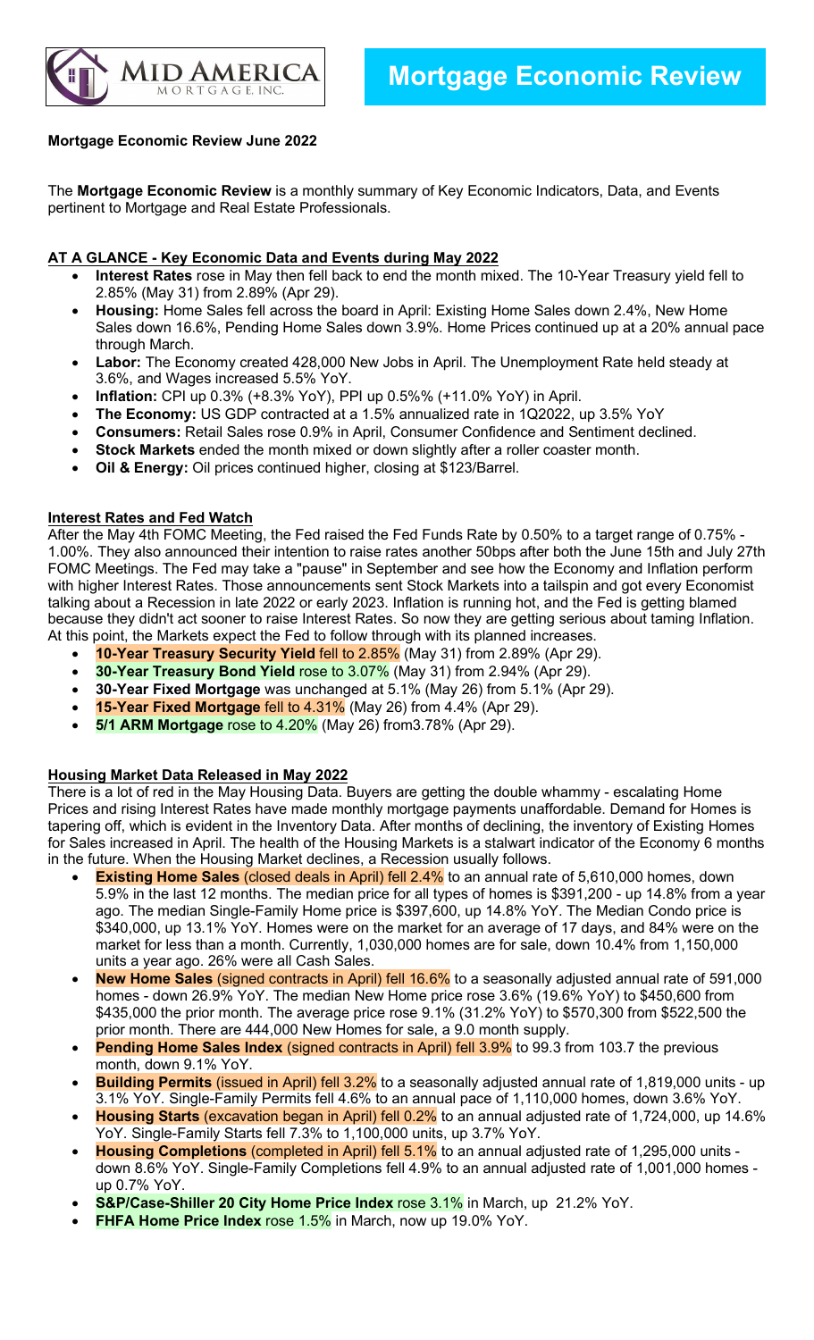# Mortgage Economic Review

**Mortgage Economic Review June 2022**

The **Mortgage Economic Review** is a monthly summary of Key Economic Indicators, Data, and Events pertinent to Mortgage and Real Estate Professionals.

## AT A GLANCE - Key Economic Data and Events during May 2022

- **Interest Rates** rose in May then fell back to end the month mixed. The 10-Year Treasury yield fell to 2.85% (May 31) from 2.89% (Apr 29).
- **Housing:** Home Sales fell across the board in April: Existing Home Sales down 2.4%, New Home Sales down 16.6%, Pending Home Sales down 3.9%. Home Prices continued up at a 20% annual pace through March.
- **Labor:** The Economy created 428,000 New Jobs in April. The Unemployment Rate held steady at 3.6%, and Wages increased 5.5% YoY.
- **Inflation:** CPI up 0.3% (+8.3% YoY), PPI up 0.5%% (+11.0% YoY) in April.
- **The Economy:** US GDP contracted at a 1.5% annualized rate in 1Q2022, up 3.5% YoY
- **Consumers:** Retail Sales rose 0.9% in April, Consumer Confidence and Sentiment declined.
- **Stock Markets** ended the month mixed or down slightly after a roller coaster month.
- **Oil & Energy:** Oil prices continued higher, closing at $123/Barrel.

## Interest Rates and Fed Watch

After the May 4th FOMC Meeting, the Fed raised the Fed Funds Rate by 0.50% to a target range of 0.75% - 1.00%. They also announced their intention to raise rates another 50bps after both the June 15th and July 27th FOMC Meetings. The Fed may take a "pause" in September and see how the Economy and Inflation perform with higher Interest Rates. Those announcements sent Stock Markets into a tailspin and got every Economist talking about a Recession in late 2022 or early 2023. Inflation is running hot, and the Fed is getting blamed because they didn't act sooner to raise Interest Rates. So now they are getting serious about taming Inflation. At this point, the Markets expect the Fed to follow through with its planned increases.

- **10-Year Treasury Security Yield** fell to 2.85% (May 31) from 2.89% (Apr 29).
- **30-Year Treasury Bond Yield** rose to 3.07% (May 31) from 2.94% (Apr 29).
- **30-Year Fixed Mortgage** was unchanged at 5.1% (May 26) from 5.1% (Apr 29).
- **15-Year Fixed Mortgage** fell to 4.31% (May 26) from 4.4% (Apr 29).
- **5/1 ARM Mortgage** rose to 4.20% (May 26) from3.78% (Apr 29).

## Housing Market Data Released in May 2022

There is a lot of red in the May Housing Data. Buyers are getting the double whammy - escalating Home Prices and rising Interest Rates have made monthly mortgage payments unaffordable. Demand for Homes is tapering off, which is evident in the Inventory Data. After months of declining, the inventory of Existing Homes for Sales increased in April. The health of the Housing Markets is a stalwart indicator of the Economy 6 months in the future. When the Housing Market declines, a Recession usually follows.

- **Existing Home Sales** (closed deals in April) fell 2.4% to an annual rate of 5,610,000 homes, down 5.9% in the last 12 months. The median price for all types of homes is $391,200 - up 14.8% from a year ago. The median Single-Family Home price is $397,600, up 14.8% YoY. The Median Condo price is $340,000, up 13.1% YoY. Homes were on the market for an average of 17 days, and 84% were on the market for less than a month. Currently, 1,030,000 homes are for sale, down 10.4% from 1,150,000 units a year ago. 26% were all Cash Sales.
- **New Home Sales** (signed contracts in April) fell 16.6% to a seasonally adjusted annual rate of 591,000 homes - down 26.9% YoY. The median New Home price rose 3.6% (19.6% YoY) to $450,600 from $435,000 the prior month. The average price rose 9.1% (31.2% YoY) to $570,300 from $522,500 the prior month. There are 444,000 New Homes for sale, a 9.0 month supply.
- **Pending Home Sales Index** (signed contracts in April) fell 3.9% to 99.3 from 103.7 the previous month, down 9.1% YoY.
- **Building Permits** (issued in April) fell 3.2% to a seasonally adjusted annual rate of 1,819,000 units - up 3.1% YoY. Single-Family Permits fell 4.6% to an annual pace of 1,110,000 homes, down 3.6% YoY.
- **Housing Starts** (excavation began in April) fell 0.2% to an annual adjusted rate of 1,724,000, up 14.6% YoY. Single-Family Starts fell 7.3% to 1,100,000 units, up 3.7% YoY.
- **Housing Completions** (completed in April) fell 5.1% to an annual adjusted rate of 1,295,000 units - down 8.6% YoY. Single-Family Completions fell 4.9% to an annual adjusted rate of 1,001,000 homes - up 0.7% YoY.
- **S&P/Case-Shiller 20 City Home Price Index** rose 3.1% in March, up 21.2% YoY.
- **FHFA Home Price Index** rose 1.5% in March, now up 19.0% YoY.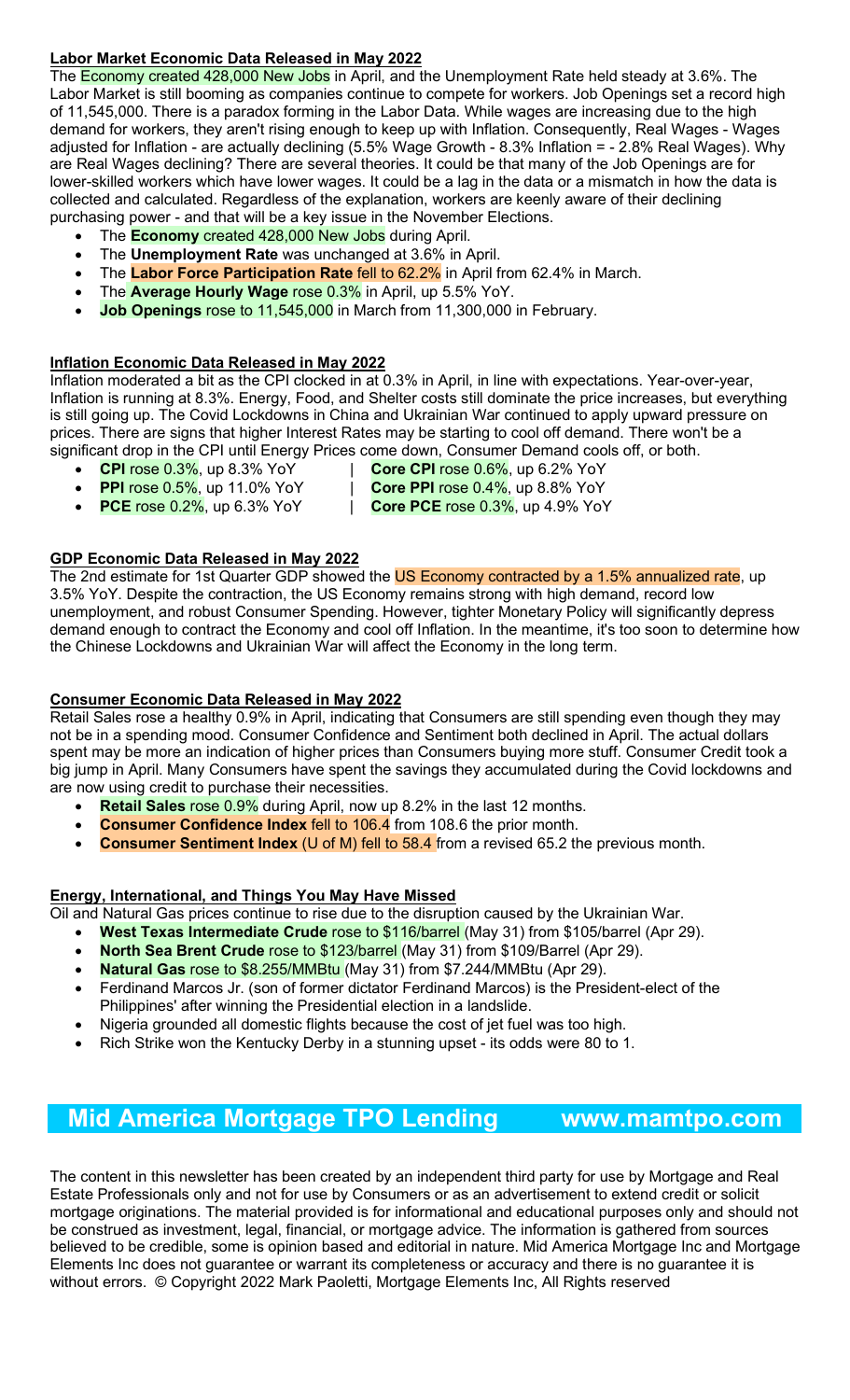## Labor Market Economic Data Released in May 2022

The Economy created 428,000 New Jobs in April, and the Unemployment Rate held steady at 3.6%. The Labor Market is still booming as companies continue to compete for workers. Job Openings set a record high of 11,545,000. There is a paradox forming in the Labor Data. While wages are increasing due to the high demand for workers, they aren't rising enough to keep up with Inflation. Consequently, Real Wages - Wages adjusted for Inflation - are actually declining (5.5% Wage Growth - 8.3% Inflation = - 2.8% Real Wages). Why are Real Wages declining? There are several theories. It could be that many of the Job Openings are for lower-skilled workers which have lower wages. It could be a lag in the data or a mismatch in how the data is collected and calculated. Regardless of the explanation, workers are keenly aware of their declining purchasing power - and that will be a key issue in the November Elections.

- The **Economy** created 428,000 New Jobs during April.
- The **Unemployment Rate** was unchanged at 3.6% in April.
- The **Labor Force Participation Rate** fell to 62.2% in April from 62.4% in March.
- The **Average Hourly Wage** rose 0.3% in April, up 5.5% YoY.
- **Job Openings** rose to 11,545,000 in March from 11,300,000 in February.

## Inflation Economic Data Released in May 2022

Inflation moderated a bit as the CPI clocked in at 0.3% in April, in line with expectations. Year-over-year, Inflation is running at 8.3%. Energy, Food, and Shelter costs still dominate the price increases, but everything is still going up. The Covid Lockdowns in China and Ukrainian War continued to apply upward pressure on prices. There are signs that higher Interest Rates may be starting to cool off demand. There won't be a significant drop in the CPI until Energy Prices come down, Consumer Demand cools off, or both.

- **CPI** rose 0.3%, up 8.3% YoY | **Core CPI** rose 0.6%, up 6.2% YoY
- **PPI** rose 0.5%, up 11.0% YoY | **Core PPI** rose 0.4%, up 8.8% YoY
- **PCE** rose 0.2%, up 6.3% YoY | **Core PCE** rose 0.3%, up 4.9% YoY

## GDP Economic Data Released in May 2022

The 2nd estimate for 1st Quarter GDP showed the US Economy contracted by a 1.5% annualized rate, up 3.5% YoY. Despite the contraction, the US Economy remains strong with high demand, record low unemployment, and robust Consumer Spending. However, tighter Monetary Policy will significantly depress demand enough to contract the Economy and cool off Inflation. In the meantime, it's too soon to determine how the Chinese Lockdowns and Ukrainian War will affect the Economy in the long term.

## Consumer Economic Data Released in May 2022

Retail Sales rose a healthy 0.9% in April, indicating that Consumers are still spending even though they may not be in a spending mood. Consumer Confidence and Sentiment both declined in April. The actual dollars spent may be more an indication of higher prices than Consumers buying more stuff. Consumer Credit took a big jump in April. Many Consumers have spent the savings they accumulated during the Covid lockdowns and are now using credit to purchase their necessities.

- **Retail Sales** rose 0.9% during April, now up 8.2% in the last 12 months.
- **Consumer Confidence Index** fell to 106.4 from 108.6 the prior month.
- **Consumer Sentiment Index** (U of M) fell to 58.4 from a revised 65.2 the previous month.

## Energy, International, and Things You May Have Missed

Oil and Natural Gas prices continue to rise due to the disruption caused by the Ukrainian War.

- **West Texas Intermediate Crude** rose to $116/barrel (May 31) from $105/barrel (Apr 29).
- **North Sea Brent Crude** rose to $123/barrel (May 31) from $109/Barrel (Apr 29).
- **Natural Gas** rose to $8.255/MMBtu (May 31) from $7.244/MMBtu (Apr 29).
- Ferdinand Marcos Jr. (son of former dictator Ferdinand Marcos) is the President-elect of the Philippines' after winning the Presidential election in a landslide.
- Nigeria grounded all domestic flights because the cost of jet fuel was too high.
- Rich Strike won the Kentucky Derby in a stunning upset - its odds were 80 to 1.

## Mid America Mortgage TPO Lending www.mamtpo.com

The content in this newsletter has been created by an independent third party for use by Mortgage and Real Estate Professionals only and not for use by Consumers or as an advertisement to extend credit or solicit mortgage originations. The material provided is for informational and educational purposes only and should not be construed as investment, legal, financial, or mortgage advice. The information is gathered from sources believed to be credible, some is opinion based and editorial in nature. Mid America Mortgage Inc and Mortgage Elements Inc does not guarantee or warrant its completeness or accuracy and there is no guarantee it is without errors. © Copyright 2022 Mark Paoletti, Mortgage Elements Inc, All Rights reserved